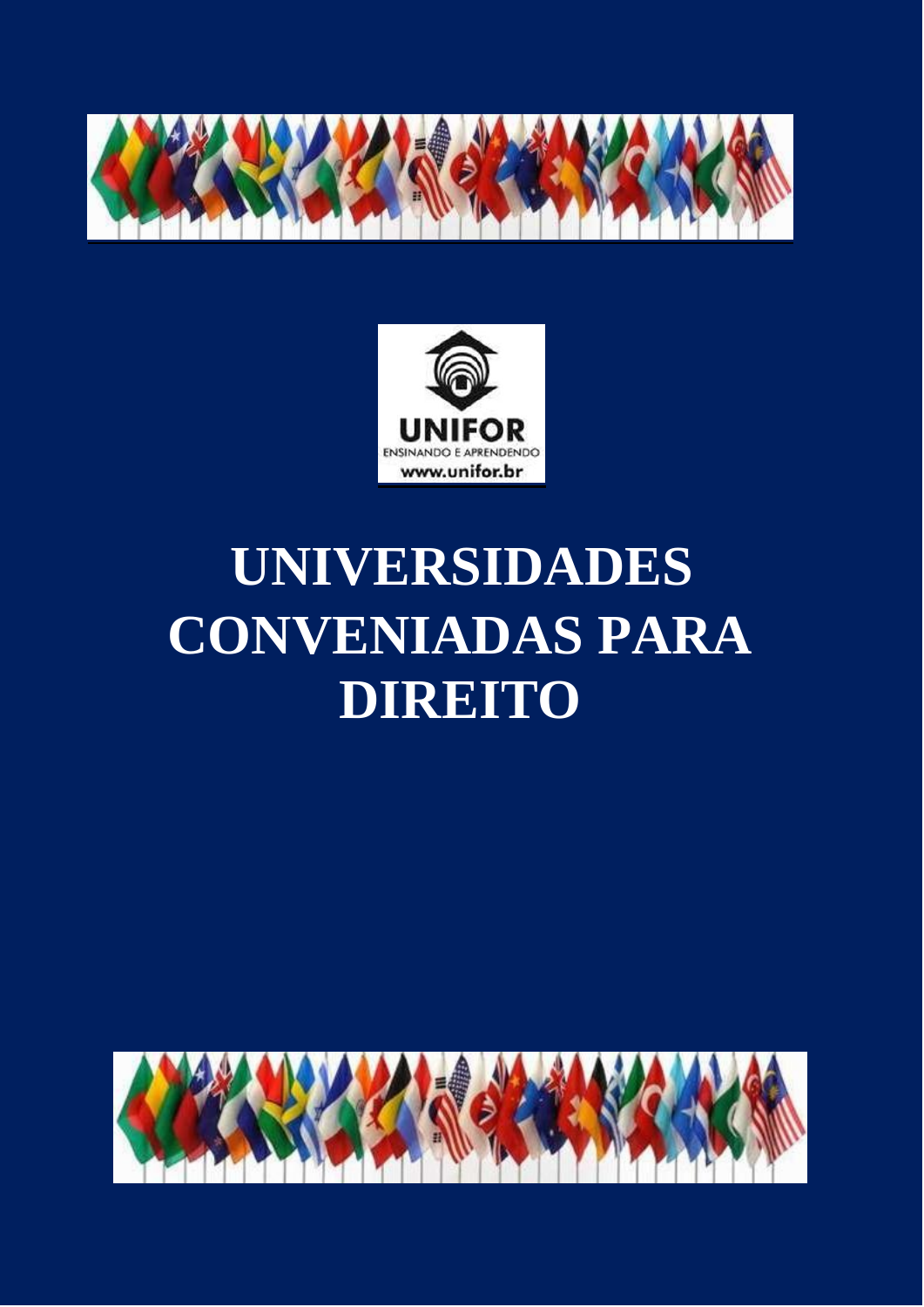UNIFOR

ENSINANDO E APRENDENDO

www.unifor.br

# UNIVERSIDADES CONVENIADAS PARA DIREITO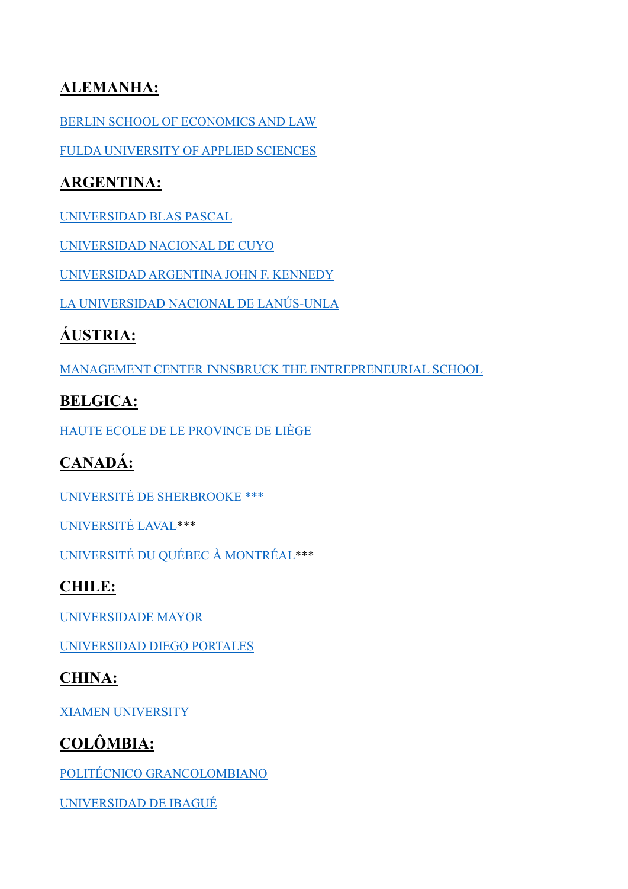## ALEMANHA:

BERLIN SCHOOL OF ECONOMICS AND LAW

FULDA UNIVERSITY OF APPLIED SCIENCES

## ARGENTINA:

UNIVERSIDAD BLAS PASCAL

UNIVERSIDAD NACIONAL DE CUYO

UNIVERSIDAD ARGENTINA JOHN F. KENNEDY

LA UNIVERSIDAD NACIONAL DE LANÚS-UNLA

## ÁUSTRIA:

MANAGEMENT CENTER INNSBRUCK THE ENTREPRENEURIAL SCHOOL

## BELGICA:

HAUTE ECOLE DE LE PROVINCE DE LIÈGE

## CANADÁ:

UNIVERSITÉ DE SHERBROOKE ***

UNIVERSITÉ LAVAL***

UNIVERSITÉ DU QUÉBEC À MONTRÉAL***

## CHILE:

UNIVERSIDADE MAYOR

UNIVERSIDAD DIEGO PORTALES

## CHINA:

XIAMEN UNIVERSITY

## COLÔMBIA:

POLITÉCNICO GRANCOLOMBIANO

UNIVERSIDAD DE IBAGUÉ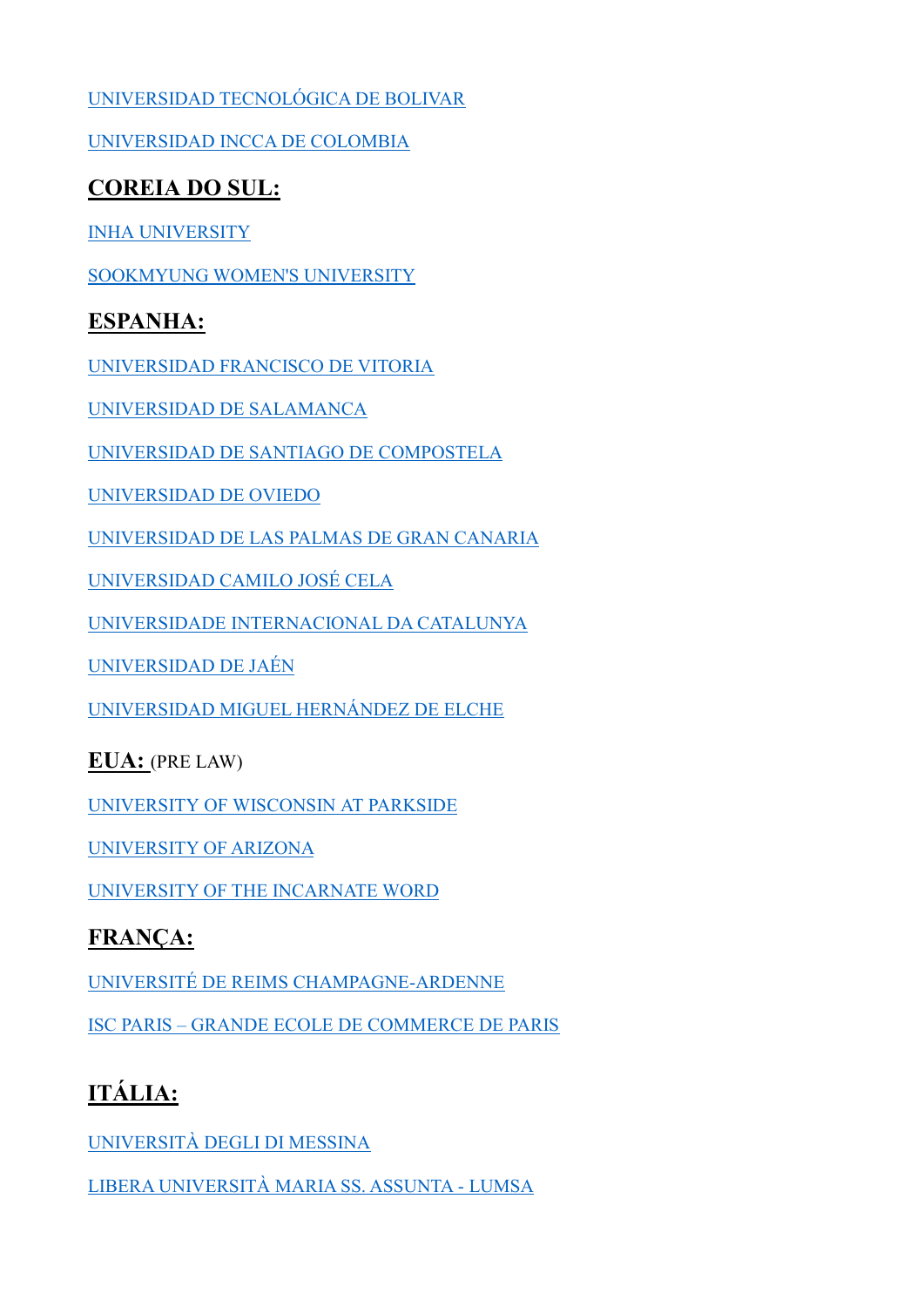UNIVERSIDAD TECNOLÓGICA DE BOLIVAR

UNIVERSIDAD INCCA DE COLOMBIA

## COREIA DO SUL:

INHA UNIVERSITY

SOOKMYUNG WOMEN'S UNIVERSITY

## ESPANHA:

UNIVERSIDAD FRANCISCO DE VITORIA

UNIVERSIDAD DE SALAMANCA

UNIVERSIDAD DE SANTIAGO DE COMPOSTELA

UNIVERSIDAD DE OVIEDO

UNIVERSIDAD DE LAS PALMAS DE GRAN CANARIA

UNIVERSIDAD CAMILO JOSÉ CELA

UNIVERSIDADE INTERNACIONAL DA CATALUNYA

UNIVERSIDAD DE JAÉN

UNIVERSIDAD MIGUEL HERNÁNDEZ DE ELCHE

## EUA: (PRE LAW)

UNIVERSITY OF WISCONSIN AT PARKSIDE

UNIVERSITY OF ARIZONA

UNIVERSITY OF THE INCARNATE WORD

## FRANÇA:

UNIVERSITÉ DE REIMS CHAMPAGNE-ARDENNE

ISC PARIS – GRANDE ECOLE DE COMMERCE DE PARIS

## ITÁLIA:

UNIVERSITÀ DEGLI DI MESSINA

LIBERA UNIVERSITÀ MARIA SS. ASSUNTA - LUMSA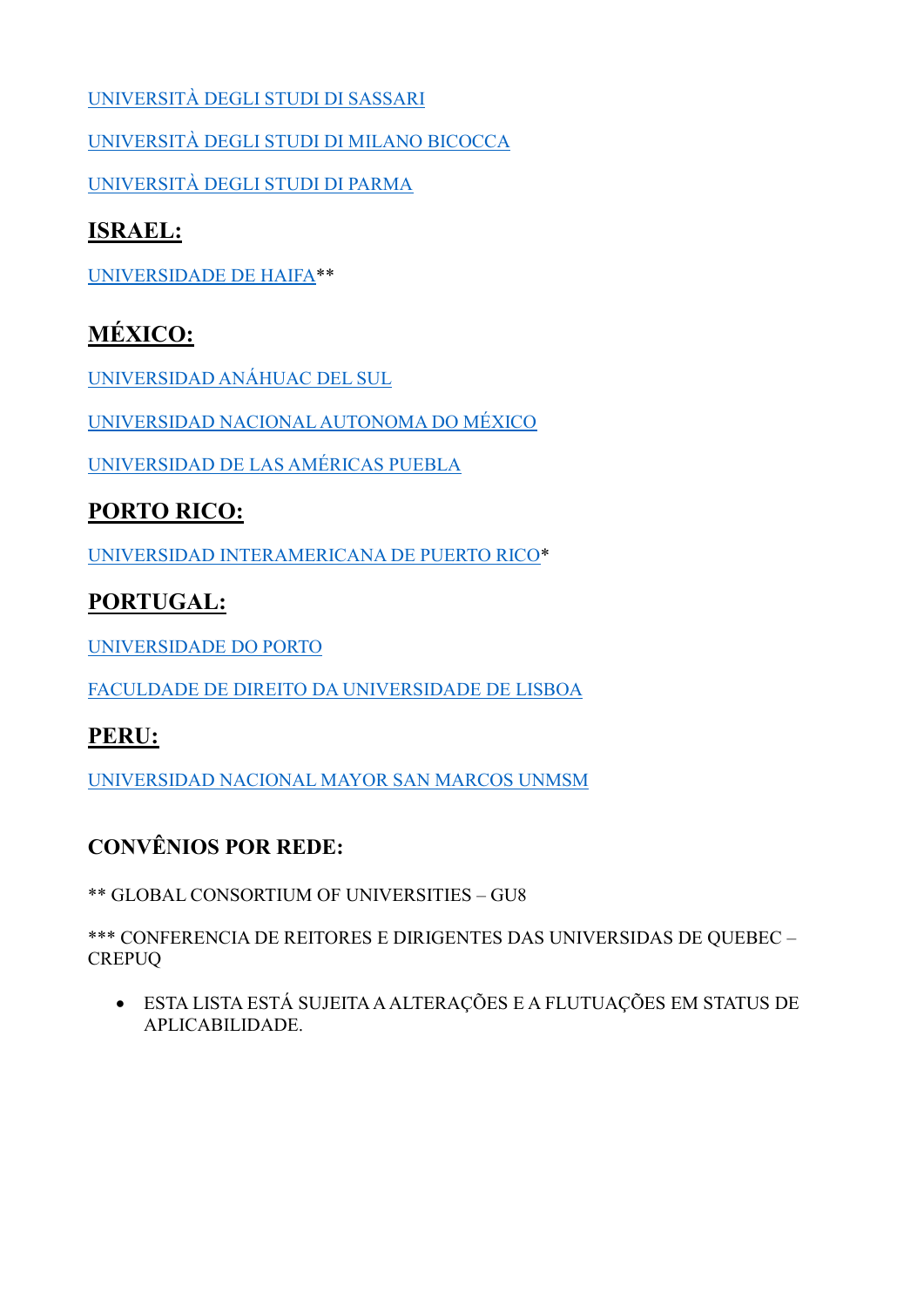UNIVERSITÀ DEGLI STUDI DI SASSARI

UNIVERSITÀ DEGLI STUDI DI MILANO BICOCCA

UNIVERSITÀ DEGLI STUDI DI PARMA

## ISRAEL:

UNIVERSIDADE DE HAIFA**

## MÉXICO:

UNIVERSIDAD ANÁHUAC DEL SUL

UNIVERSIDAD NACIONAL AUTONOMA DO MÉXICO

UNIVERSIDAD DE LAS AMÉRICAS PUEBLA

## PORTO RICO:

UNIVERSIDAD INTERAMERICANA DE PUERTO RICO*

## PORTUGAL:

UNIVERSIDADE DO PORTO

FACULDADE DE DIREITO DA UNIVERSIDADE DE LISBOA

## PERU:

UNIVERSIDAD NACIONAL MAYOR SAN MARCOS UNMSM

## CONVÊNIOS POR REDE:

** GLOBAL CONSORTIUM OF UNIVERSITIES – GU8

*** CONFERENCIA DE REITORES E DIRIGENTES DAS UNIVERSIDAS DE QUEBEC – CREPUQ

- ESTA LISTA ESTÁ SUJEITA A ALTERAÇÕES E A FLUTUAÇÕES EM STATUS DE APLICABILIDADE.